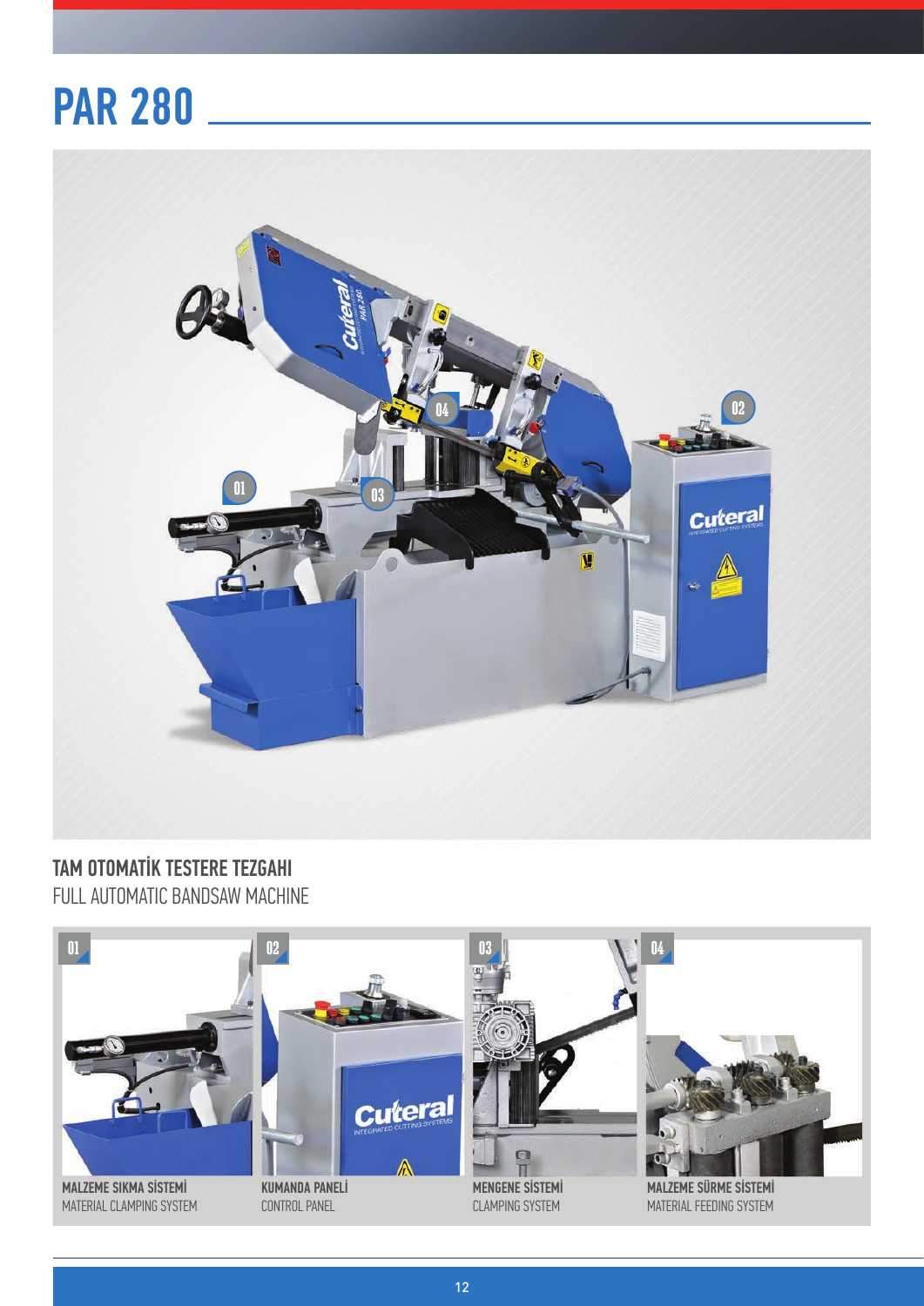# PAR 280

## TAM OTOMATİK TESTERE TEZGAHI
FULL AUTOMATIC BANDSAW MACHINE

01
**MALZEME SIKMA SİSTEMİ**
MATERIAL CLAMPING SYSTEM

02
**KUMANDA PANELİ**
CONTROL PANEL

03
**MENGENE SİSTEMİ**
CLAMPING SYSTEM

04
**MALZEME SÜRME SİSTEMİ**
MATERIAL FEEDING SYSTEM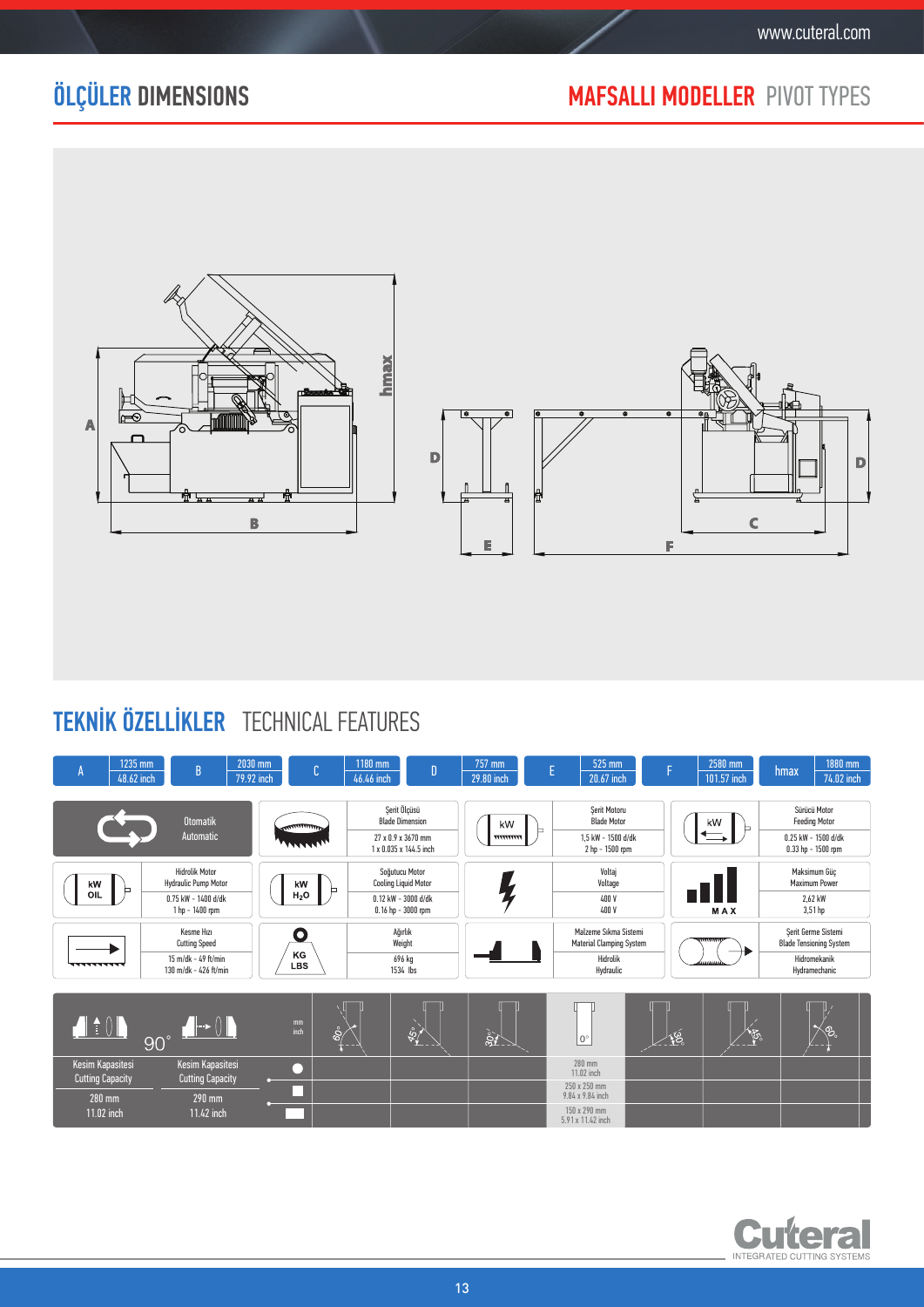## ÖLÇÜLER DIMENSIONS

## MAFSALLI MODELLER PIVOT TYPES

A

B

hmax

D

E

F

C

D

## TEKNİK ÖZELLİKLER TECHNICAL FEATURES

| A | B | C | D | E | F | hmax |
|---|---|---|---|---|---|---|
| 1235 mm<br>48.62 inch | 2030 mm<br>79.92 inch | 1180 mm<br>46.46 inch | 757 mm<br>29.80 inch | 525 mm<br>20.67 inch | 2580 mm<br>101.57 inch | 1880 mm<br>74.02 inch |

| | | |
|---|---|---|
| Otomatik<br>Automatic | Şerit Ölçüsü<br>Blade Dimension<br>27 x 0.9 x 3670 mm<br>1 x 0.035 x 144.5 inch | Şerit Motoru<br>Blade Motor<br>1,5 kW - 1500 d/dk<br>2 hp - 1500 rpm |
| Sürücü Motor<br>Feeding Motor<br>0.25 kW - 1500 d/dk<br>0.33 hp - 1500 rpm | Hidrolik Motor<br>Hydraulic Pump Motor<br>0.75 kW - 1400 d/dk<br>1 hp - 1400 rpm | Soğutucu Motor<br>Cooling Liquid Motor<br>0.12 kW - 3000 d/dk<br>0.16 hp - 3000 rpm |
| Voltaj<br>Voltage<br>400 V<br>400 V | Maksimum Güç<br>Maximum Power<br>2,62 kW<br>3,51 hp | Kesme Hızı<br>Cutting Speed<br>15 m/dk - 49 ft/min<br>130 m/dk - 426 ft/min |
| Ağırlık<br>Weight<br>696 kg<br>1534 lbs | Malzeme Sıkma Sistemi<br>Material Clamping System<br>Hidrolik<br>Hydraulic | Şerit Germe Sistemi<br>Blade Tensioning System<br>Hidromekanik<br>Hydramechanic |

| Kesim Kapasitesi<br>Cutting Capacity | Kesim Kapasitesi<br>Cutting Capacity (90°) | mm<br>inch | 60° | 45° | 30° | 0° | 30° | 45° | 60° |
|---|---|---|---|---|---|---|---|---|---|
| 280 mm<br>11.02 inch | 290 mm<br>11.42 inch | ● | | | | 280 mm<br>11.02 inch | | | |
| | | ■ | | | | 250 x 250 mm<br>9.84 x 9.84 inch | | | |
| | | ▬ | | | | 150 x 290 mm<br>5.91 x 11.42 inch | | | |